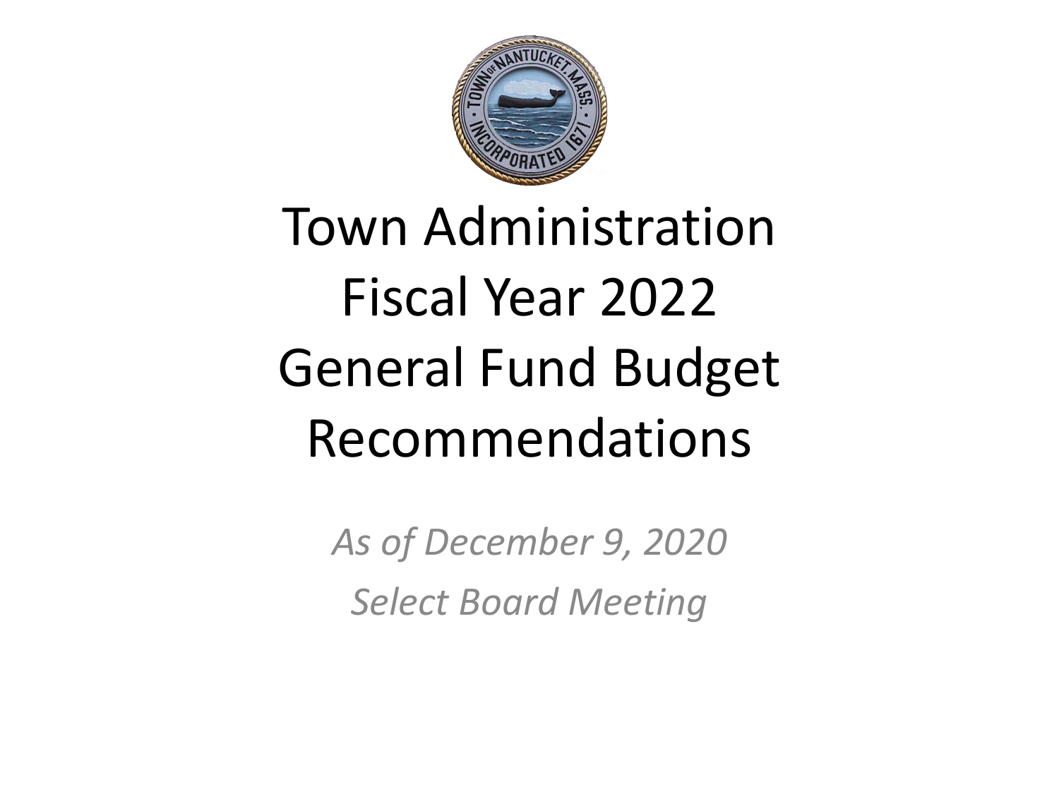# Town Administration Fiscal Year 2022 General Fund Budget Recommendations

*As of December 9, 2020*

*Select Board Meeting*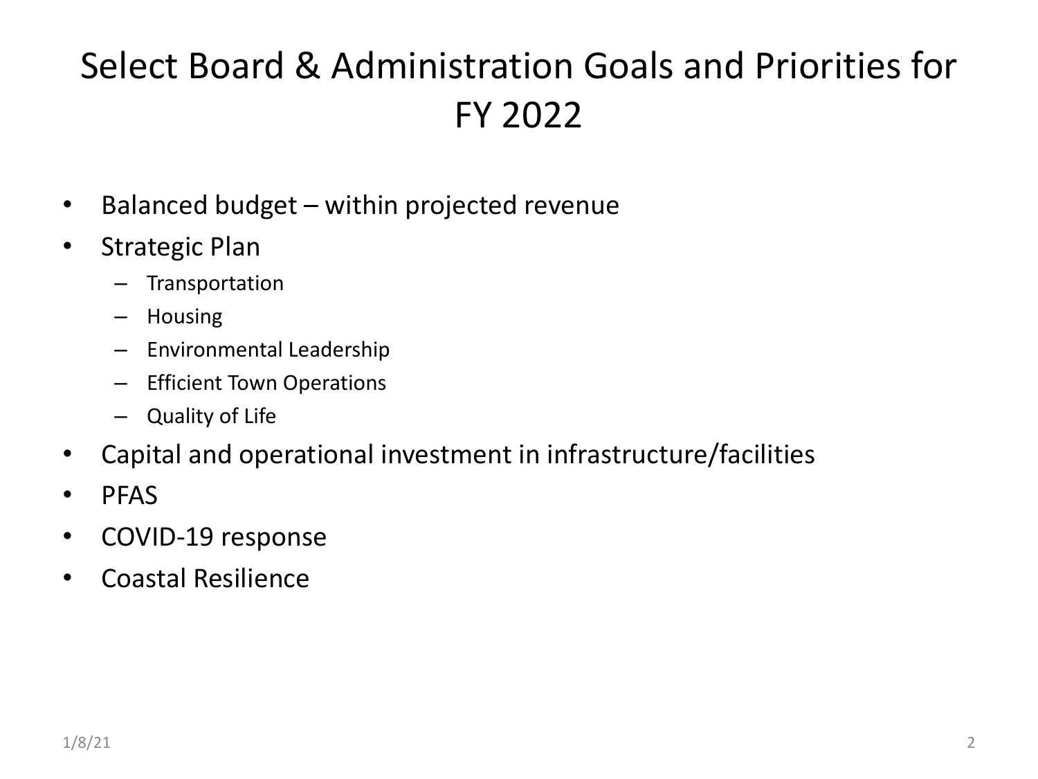# Select Board & Administration Goals and Priorities for FY 2022

- Balanced budget – within projected revenue
- Strategic Plan
  - Transportation
  - Housing
  - Environmental Leadership
  - Efficient Town Operations
  - Quality of Life
- Capital and operational investment in infrastructure/facilities
- PFAS
- COVID-19 response
- Coastal Resilience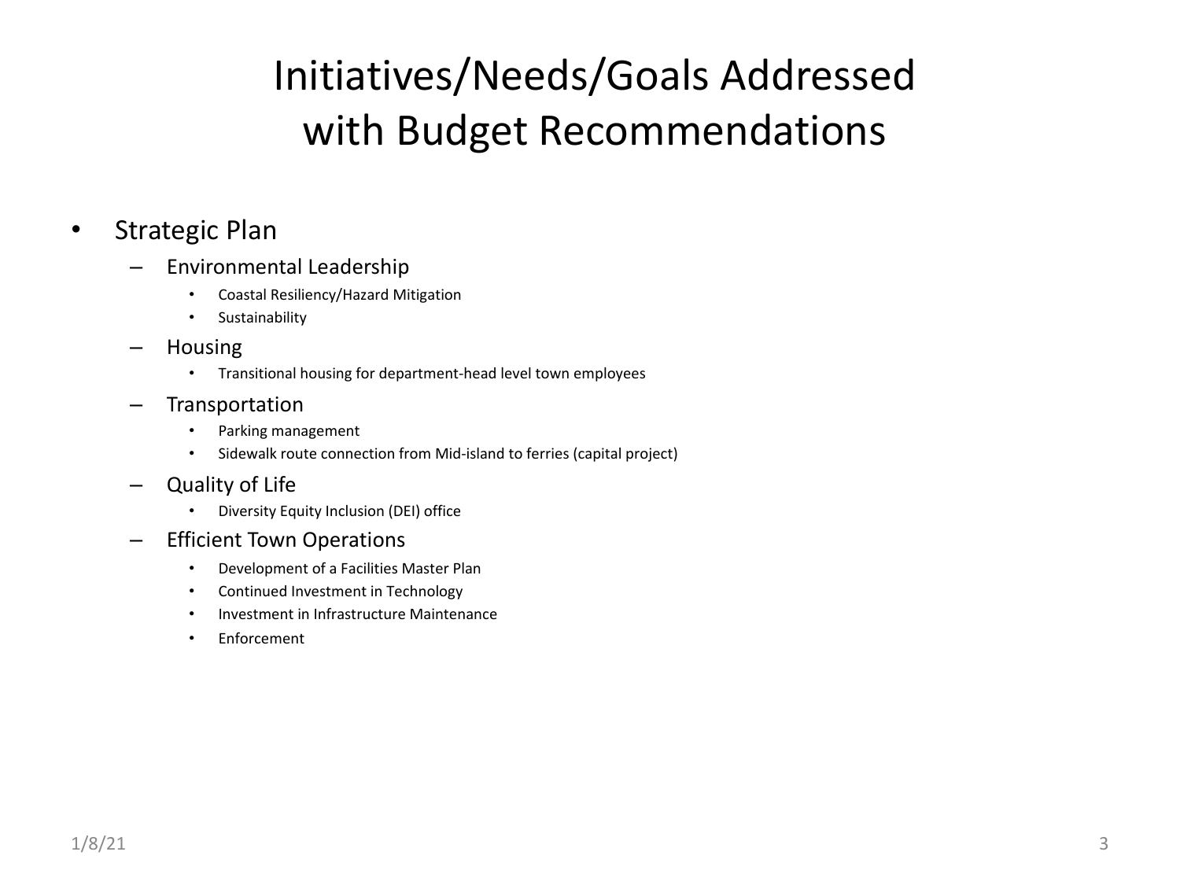# Initiatives/Needs/Goals Addressed with Budget Recommendations

- Strategic Plan
  - Environmental Leadership
    - Coastal Resiliency/Hazard Mitigation
    - Sustainability
  - Housing
    - Transitional housing for department-head level town employees
  - Transportation
    - Parking management
    - Sidewalk route connection from Mid-island to ferries (capital project)
  - Quality of Life
    - Diversity Equity Inclusion (DEI) office
  - Efficient Town Operations
    - Development of a Facilities Master Plan
    - Continued Investment in Technology
    - Investment in Infrastructure Maintenance
    - Enforcement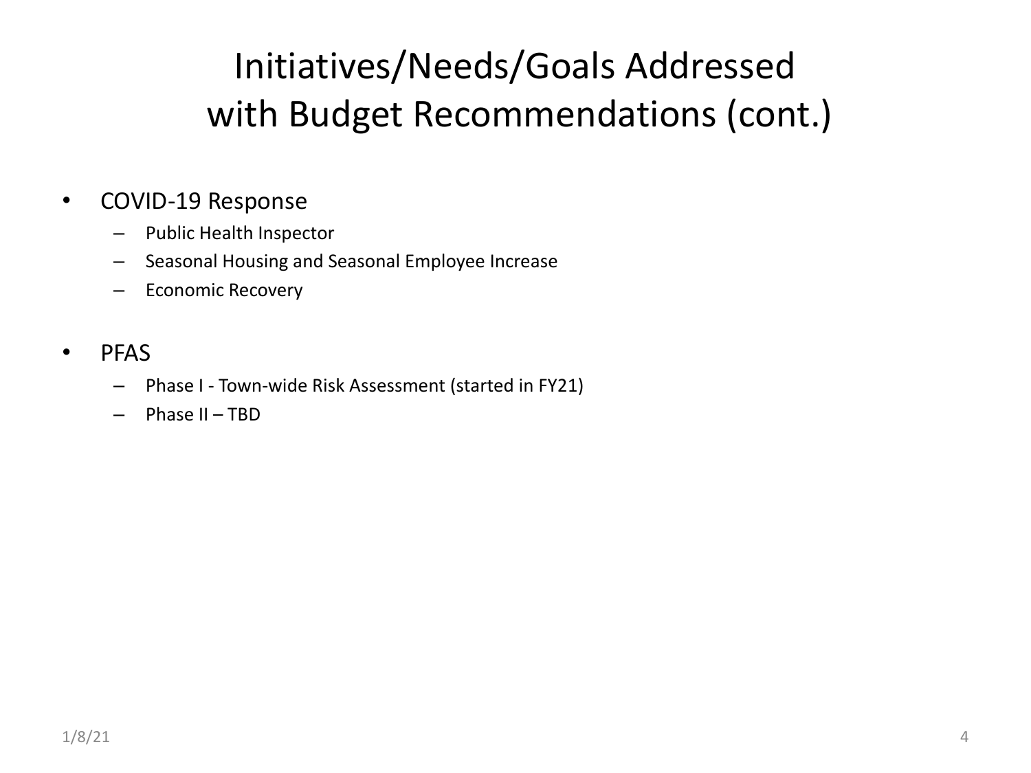# Initiatives/Needs/Goals Addressed with Budget Recommendations (cont.)

- COVID-19 Response
  - Public Health Inspector
  - Seasonal Housing and Seasonal Employee Increase
  - Economic Recovery
- PFAS
  - Phase I - Town-wide Risk Assessment (started in FY21)
  - Phase II – TBD

1/8/21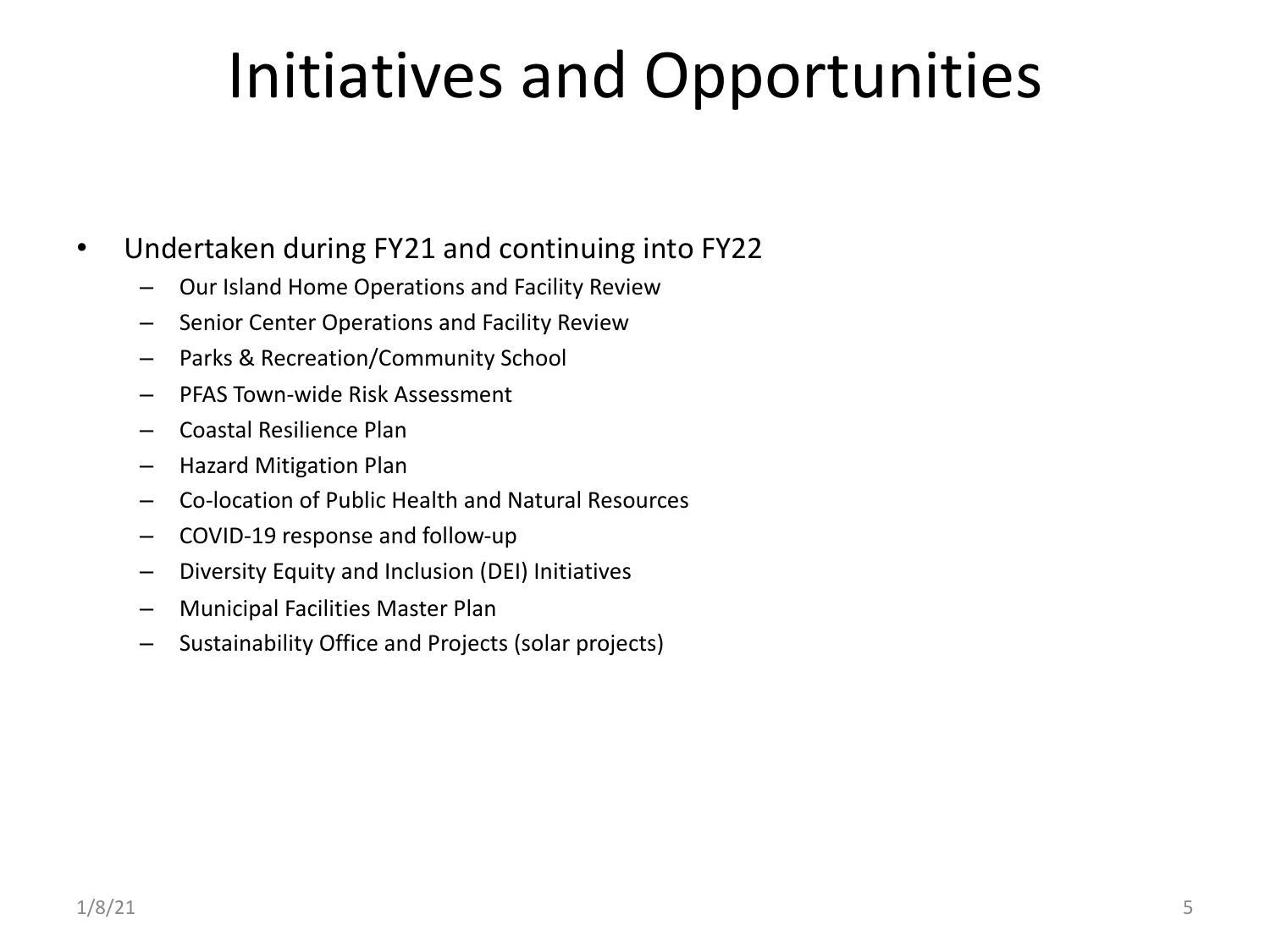# Initiatives and Opportunities

- Undertaken during FY21 and continuing into FY22
  - Our Island Home Operations and Facility Review
  - Senior Center Operations and Facility Review
  - Parks & Recreation/Community School
  - PFAS Town-wide Risk Assessment
  - Coastal Resilience Plan
  - Hazard Mitigation Plan
  - Co-location of Public Health and Natural Resources
  - COVID-19 response and follow-up
  - Diversity Equity and Inclusion (DEI) Initiatives
  - Municipal Facilities Master Plan
  - Sustainability Office and Projects (solar projects)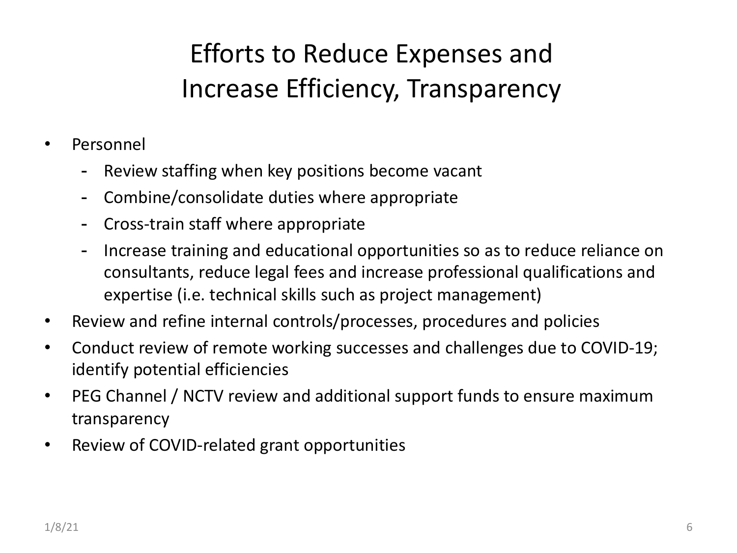# Efforts to Reduce Expenses and Increase Efficiency, Transparency

- Personnel
  - Review staffing when key positions become vacant
  - Combine/consolidate duties where appropriate
  - Cross-train staff where appropriate
  - Increase training and educational opportunities so as to reduce reliance on consultants, reduce legal fees and increase professional qualifications and expertise (i.e. technical skills such as project management)
- Review and refine internal controls/processes, procedures and policies
- Conduct review of remote working successes and challenges due to COVID-19; identify potential efficiencies
- PEG Channel / NCTV review and additional support funds to ensure maximum transparency
- Review of COVID-related grant opportunities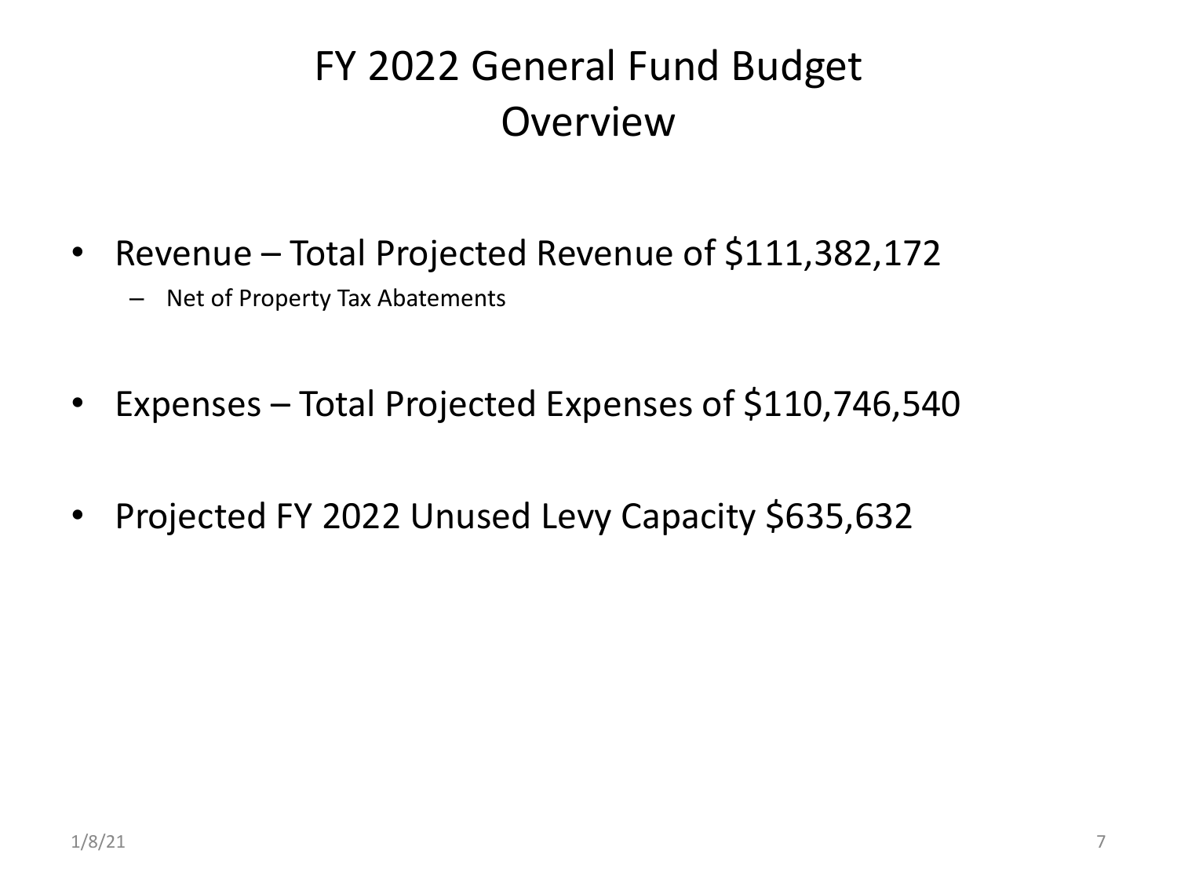# FY 2022 General Fund Budget Overview

- Revenue – Total Projected Revenue of $111,382,172
  - Net of Property Tax Abatements
- Expenses – Total Projected Expenses of $110,746,540
- Projected FY 2022 Unused Levy Capacity $635,632

1/8/21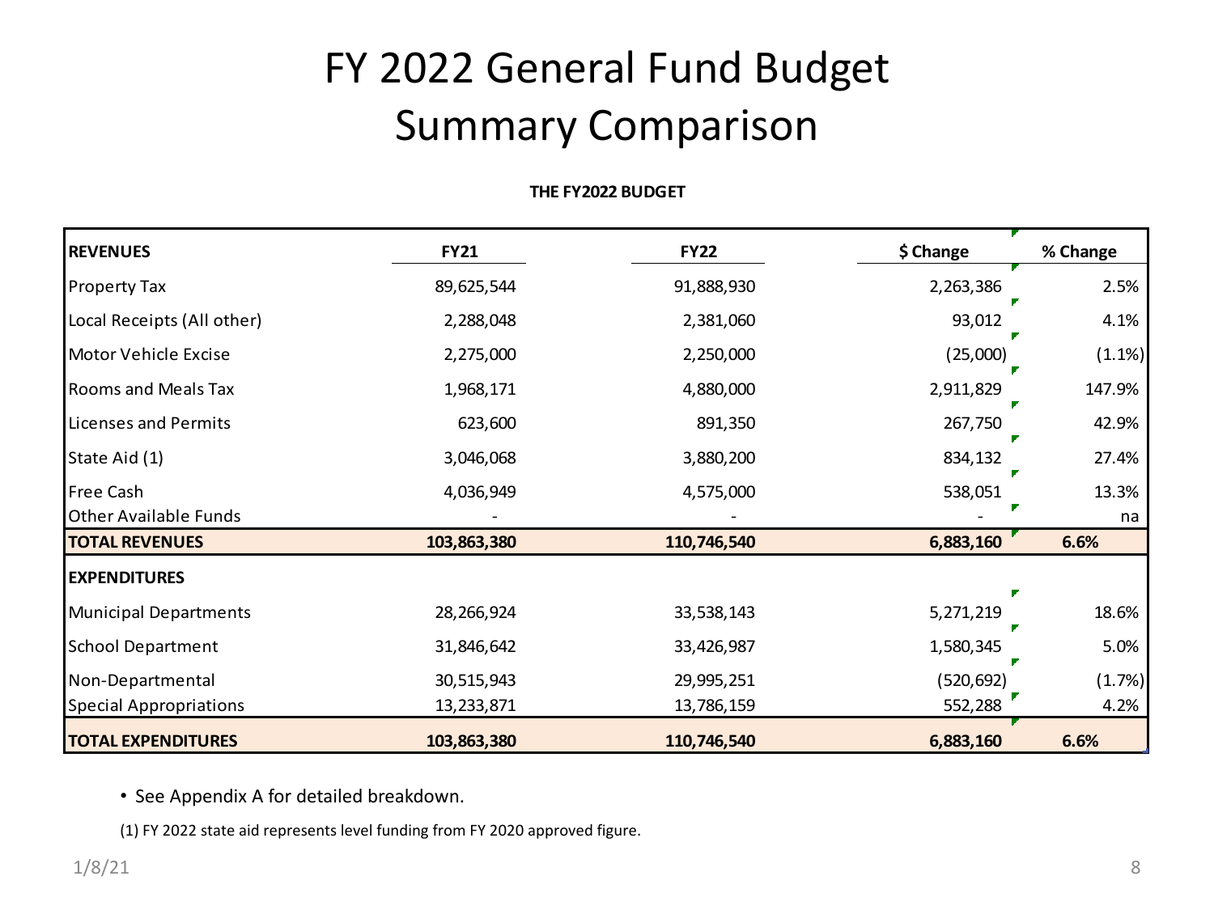# FY 2022 General Fund Budget Summary Comparison

**THE FY2022 BUDGET**

| REVENUES | FY21 | FY22 | $ Change | % Change |
|---|---|---|---|---|
| Property Tax | 89,625,544 | 91,888,930 | 2,263,386 | 2.5% |
| Local Receipts (All other) | 2,288,048 | 2,381,060 | 93,012 | 4.1% |
| Motor Vehicle Excise | 2,275,000 | 2,250,000 | (25,000) | (1.1%) |
| Rooms and Meals Tax | 1,968,171 | 4,880,000 | 2,911,829 | 147.9% |
| Licenses and Permits | 623,600 | 891,350 | 267,750 | 42.9% |
| State Aid (1) | 3,046,068 | 3,880,200 | 834,132 | 27.4% |
| Free Cash | 4,036,949 | 4,575,000 | 538,051 | 13.3% |
| Other Available Funds | - | - | - | na |
| **TOTAL REVENUES** | **103,863,380** | **110,746,540** | **6,883,160** | **6.6%** |
| **EXPENDITURES** | | | | |
| Municipal Departments | 28,266,924 | 33,538,143 | 5,271,219 | 18.6% |
| School Department | 31,846,642 | 33,426,987 | 1,580,345 | 5.0% |
| Non-Departmental | 30,515,943 | 29,995,251 | (520,692) | (1.7%) |
| Special Appropriations | 13,233,871 | 13,786,159 | 552,288 | 4.2% |
| **TOTAL EXPENDITURES** | **103,863,380** | **110,746,540** | **6,883,160** | **6.6%** |

- See Appendix A for detailed breakdown.

(1) FY 2022 state aid represents level funding from FY 2020 approved figure.

1/8/21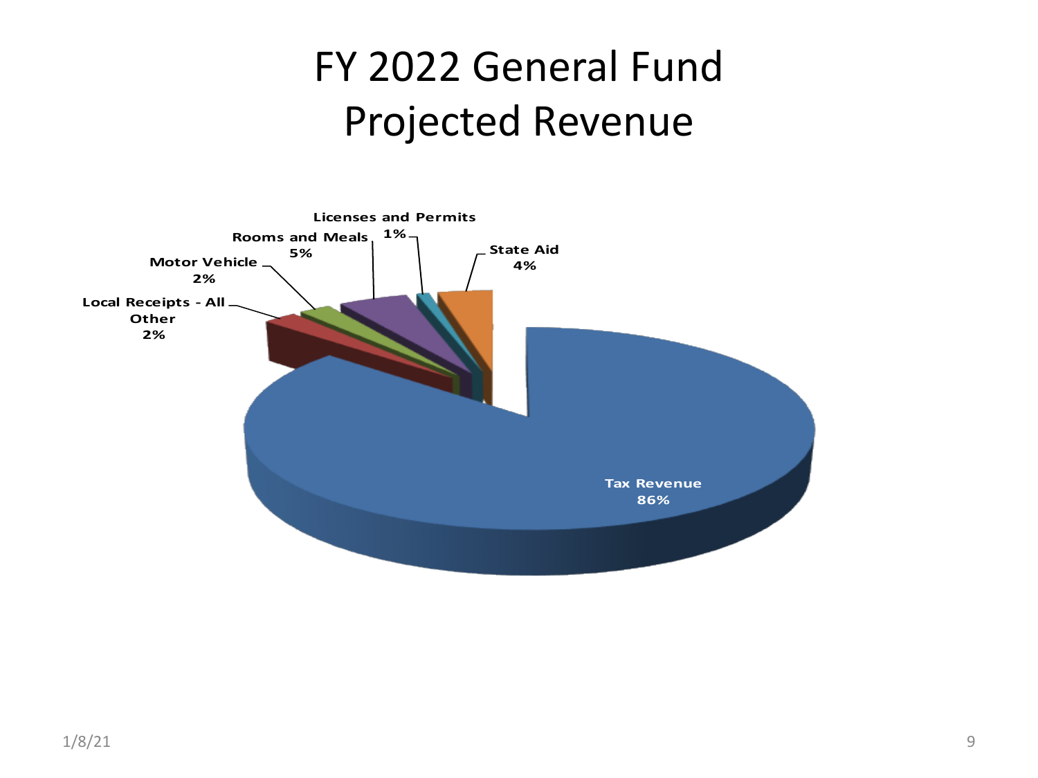# FY 2022 General Fund Projected Revenue

| Category | Percentage |
| --- | --- |
| Tax Revenue | 86% |
| Rooms and Meals | 5% |
| State Aid | 4% |
| Motor Vehicle | 2% |
| Local Receipts - All Other | 2% |
| Licenses and Permits | 1% |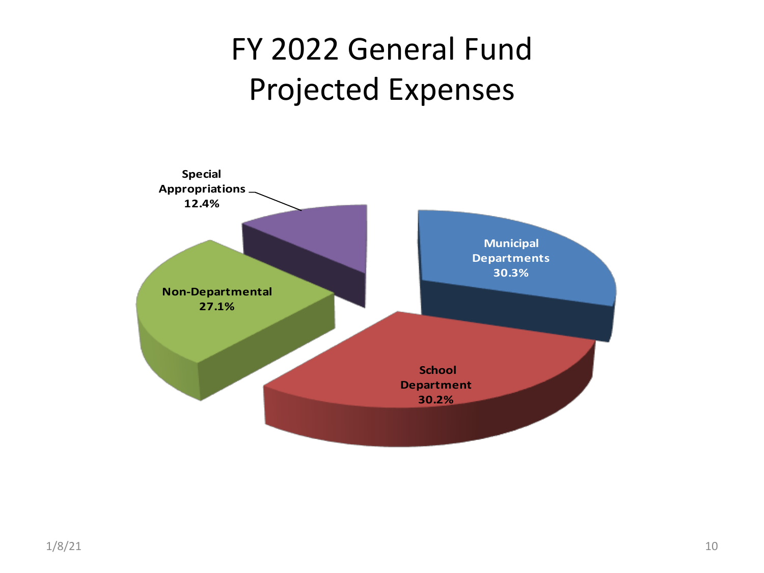# FY 2022 General Fund Projected Expenses

| Category | Percentage |
| --- | --- |
| Municipal Departments | 30.3% |
| School Department | 30.2% |
| Non-Departmental | 27.1% |
| Special Appropriations | 12.4% |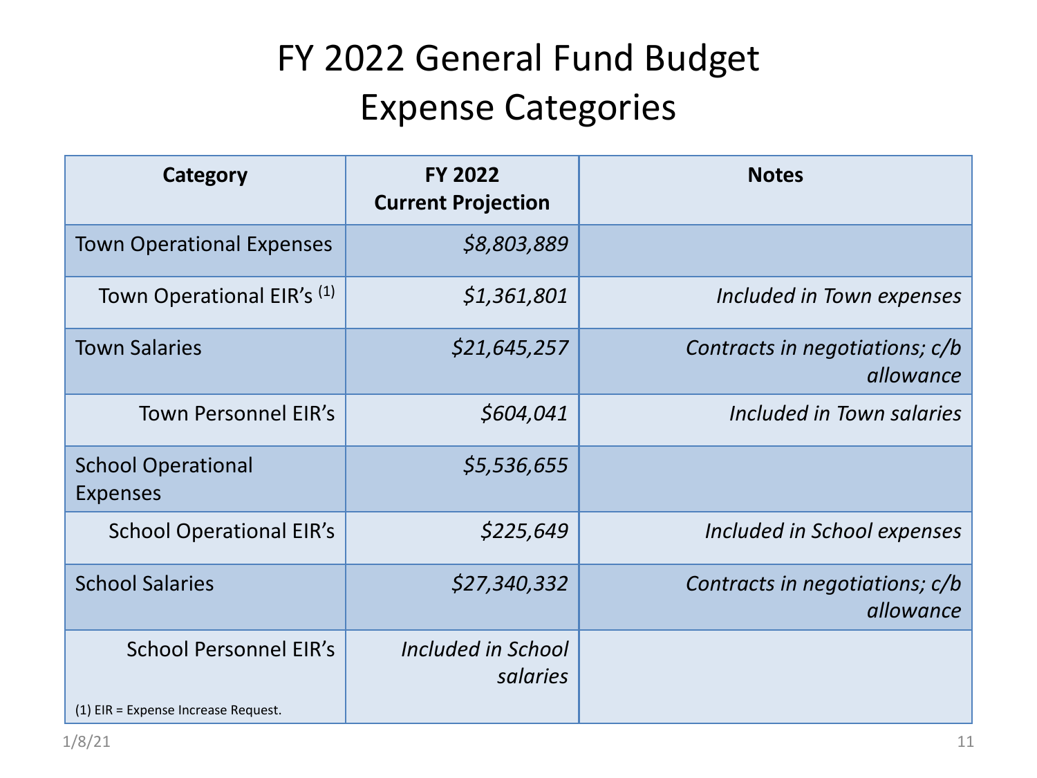# FY 2022 General Fund Budget Expense Categories

| Category | FY 2022 Current Projection | Notes |
| --- | --- | --- |
| Town Operational Expenses | *$8,803,889* | |
| Town Operational EIR's [1] | *$1,361,801* | *Included in Town expenses* |
| Town Salaries | *$21,645,257* | *Contracts in negotiations; c/b allowance* |
| Town Personnel EIR's | *$604,041* | *Included in Town salaries* |
| School Operational Expenses | *$5,536,655* | |
| School Operational EIR's | *$225,649* | *Included in School expenses* |
| School Salaries | *$27,340,332* | *Contracts in negotiations; c/b allowance* |
| School Personnel EIR's | *Included in School salaries* | |

(1) EIR = Expense Increase Request.

1/8/21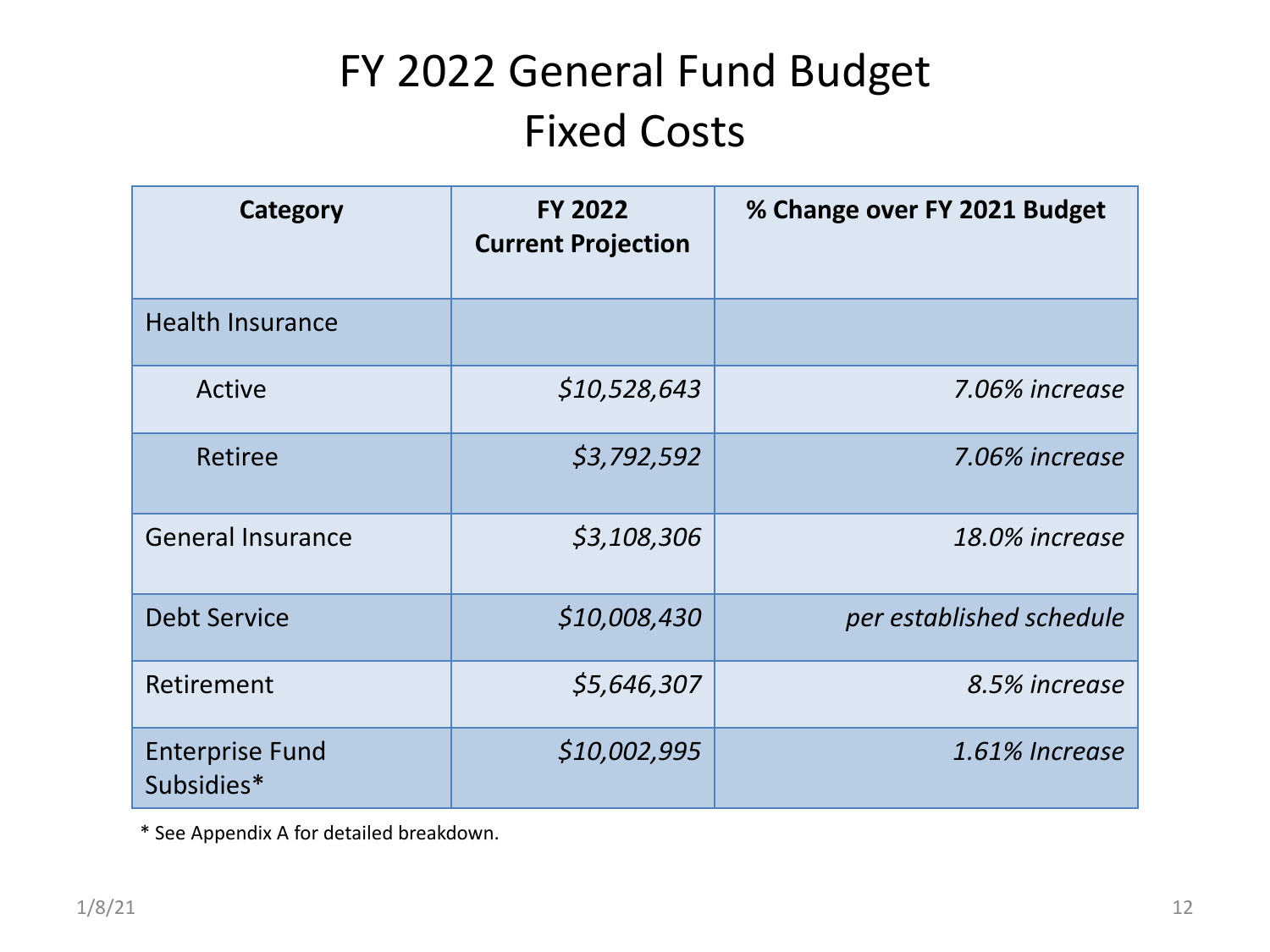# FY 2022 General Fund Budget
## Fixed Costs

| Category | FY 2022 Current Projection | % Change over FY 2021 Budget |
|---|---|---|
| Health Insurance | | |
| Active | *$10,528,643* | *7.06% increase* |
| Retiree | *$3,792,592* | *7.06% increase* |
| General Insurance | *$3,108,306* | *18.0% increase* |
| Debt Service | *$10,008,430* | *per established schedule* |
| Retirement | *$5,646,307* | *8.5% increase* |
| Enterprise Fund Subsidies* | *$10,002,995* | *1.61% Increase* |

* See Appendix A for detailed breakdown.

1/8/21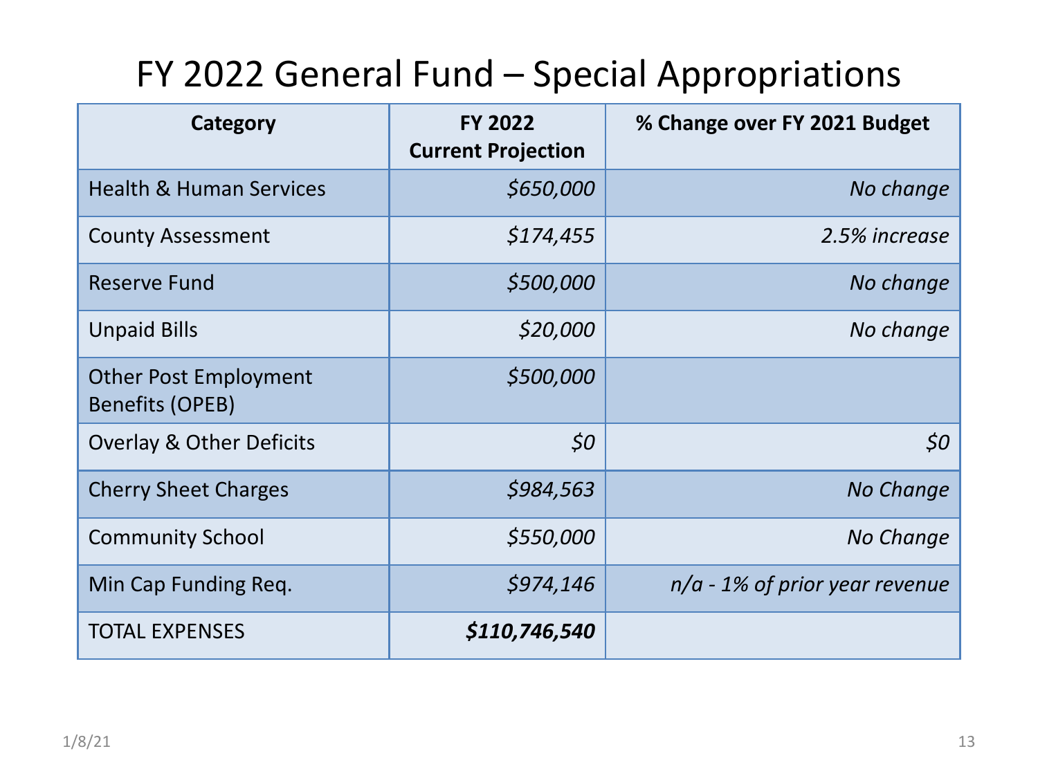# FY 2022 General Fund – Special Appropriations

| Category | FY 2022 Current Projection | % Change over FY 2021 Budget |
|---|---|---|
| Health & Human Services | *$650,000* | *No change* |
| County Assessment | *$174,455* | *2.5% increase* |
| Reserve Fund | *$500,000* | *No change* |
| Unpaid Bills | *$20,000* | *No change* |
| Other Post Employment Benefits (OPEB) | *$500,000* | |
| Overlay & Other Deficits | *$0* | *$0* |
| Cherry Sheet Charges | *$984,563* | *No Change* |
| Community School | *$550,000* | *No Change* |
| Min Cap Funding Req. | *$974,146* | *n/a - 1% of prior year revenue* |
| TOTAL EXPENSES | ***$110,746,540*** | |

1/8/21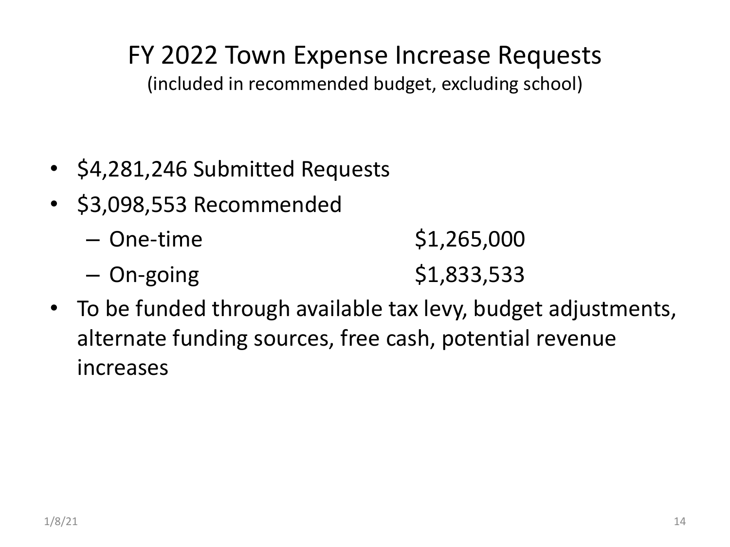# FY 2022 Town Expense Increase Requests

(included in recommended budget, excluding school)

- $4,281,246 Submitted Requests
- $3,098,553 Recommended
  - One-time $1,265,000
  - On-going $1,833,533
- To be funded through available tax levy, budget adjustments, alternate funding sources, free cash, potential revenue increases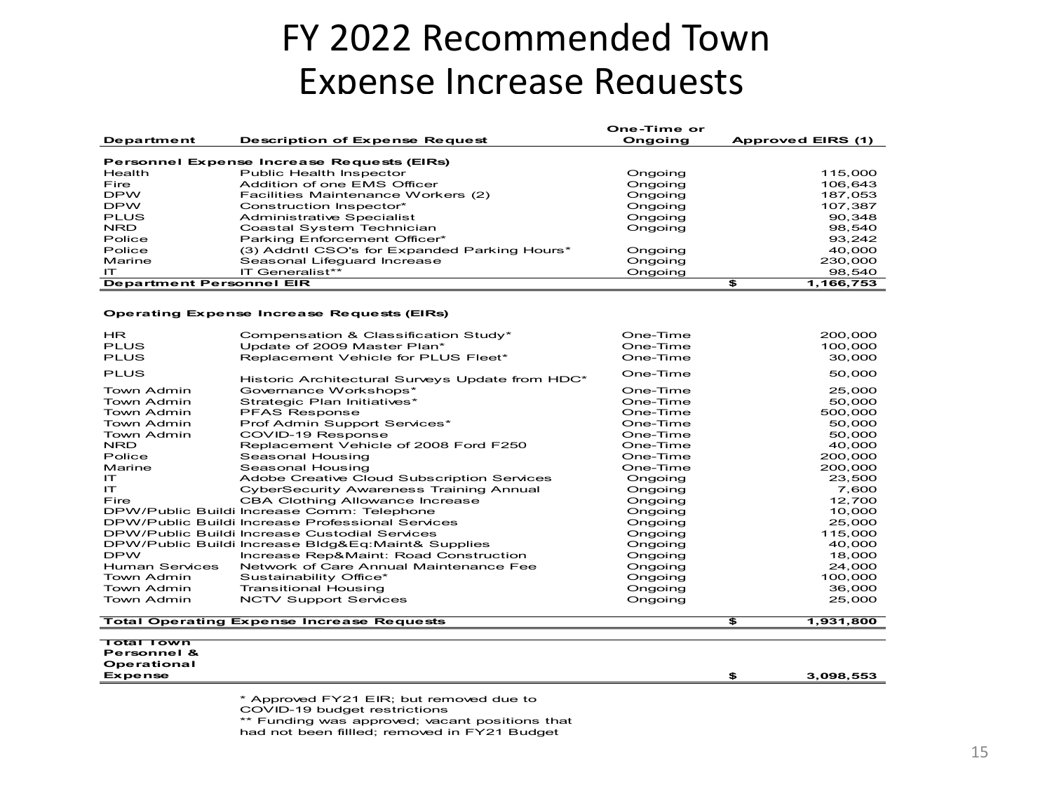# FY 2022 Recommended Town Expense Increase Requests

| Department | Description of Expense Request | One-Time or Ongoing | Approved EIRS (1) |
|---|---|---|---|
| **Personnel Expense Increase Requests (EIRs)** | | | |
| Health | Public Health Inspector | Ongoing | 115,000 |
| Fire | Addition of one EMS Officer | Ongoing | 106,643 |
| DPW | Facilities Maintenance Workers (2) | Ongoing | 187,053 |
| DPW | Construction Inspector* | Ongoing | 107,387 |
| PLUS | Administrative Specialist | Ongoing | 90,348 |
| NRD | Coastal System Technician | Ongoing | 98,540 |
| Police | Parking Enforcement Officer* | | 93,242 |
| Police | (3) Addntl CSO's for Expanded Parking Hours* | Ongoing | 40,000 |
| Marine | Seasonal Lifeguard Increase | Ongoing | 230,000 |
| IT | IT Generalist** | Ongoing | 98,540 |
| **Department Personnel EIR** | | | **$ 1,166,753** |
| **Operating Expense Increase Requests (EIRs)** | | | |
| HR | Compensation & Classification Study* | One-Time | 200,000 |
| PLUS | Update of 2009 Master Plan* | One-Time | 100,000 |
| PLUS | Replacement Vehicle for PLUS Fleet* | One-Time | 30,000 |
| PLUS | Historic Architectural Surveys Update from HDC* | One-Time | 50,000 |
| Town Admin | Governance Workshops* | One-Time | 25,000 |
| Town Admin | Strategic Plan Initiatives* | One-Time | 50,000 |
| Town Admin | PFAS Response | One-Time | 500,000 |
| Town Admin | Prof Admin Support Services* | One-Time | 50,000 |
| Town Admin | COVID-19 Response | One-Time | 50,000 |
| NRD | Replacement Vehicle of 2008 Ford F250 | One-Time | 40,000 |
| Police | Seasonal Housing | One-Time | 200,000 |
| Marine | Seasonal Housing | One-Time | 200,000 |
| IT | Adobe Creative Cloud Subscription Services | Ongoing | 23,500 |
| IT | CyberSecurity Awareness Training Annual | Ongoing | 7,600 |
| Fire | CBA Clothing Allowance Increase | Ongoing | 12,700 |
| DPW/Public Buildi | Increase Comm: Telephone | Ongoing | 10,000 |
| DPW/Public Buildi | Increase Professional Services | Ongoing | 25,000 |
| DPW/Public Buildi | Increase Custodial Services | Ongoing | 115,000 |
| DPW/Public Buildi | Increase Bldg&Eq:Maint& Supplies | Ongoing | 40,000 |
| DPW | Increase Rep&Maint: Road Construction | Ongoing | 18,000 |
| Human Services | Network of Care Annual Maintenance Fee | Ongoing | 24,000 |
| Town Admin | Sustainability Office* | Ongoing | 100,000 |
| Town Admin | Transitional Housing | Ongoing | 36,000 |
| Town Admin | NCTV Support Services | Ongoing | 25,000 |
| **Total Operating Expense Increase Requests** | | | **$ 1,931,800** |
| **Total Town Personnel & Operational Expense** | | | **$ 3,098,553** |

\* Approved FY21 EIR; but removed due to COVID-19 budget restrictions

\*\* Funding was approved; vacant positions that had not been fillled; removed in FY21 Budget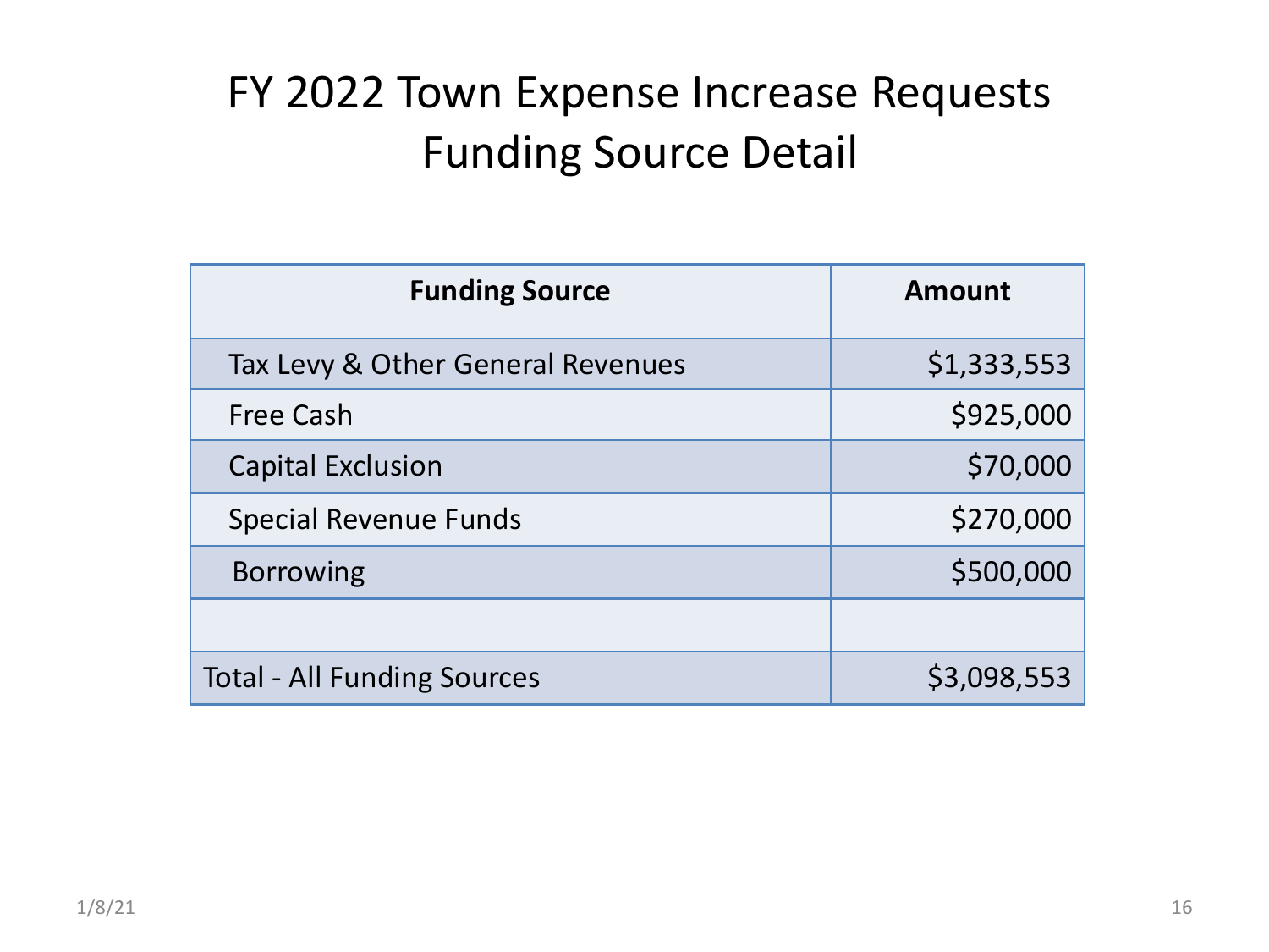# FY 2022 Town Expense Increase Requests Funding Source Detail

| Funding Source | Amount |
|---|---|
| Tax Levy & Other General Revenues | $1,333,553 |
| Free Cash | $925,000 |
| Capital Exclusion | $70,000 |
| Special Revenue Funds | $270,000 |
| Borrowing | $500,000 |
| | |
| Total - All Funding Sources | $3,098,553 |

1/8/21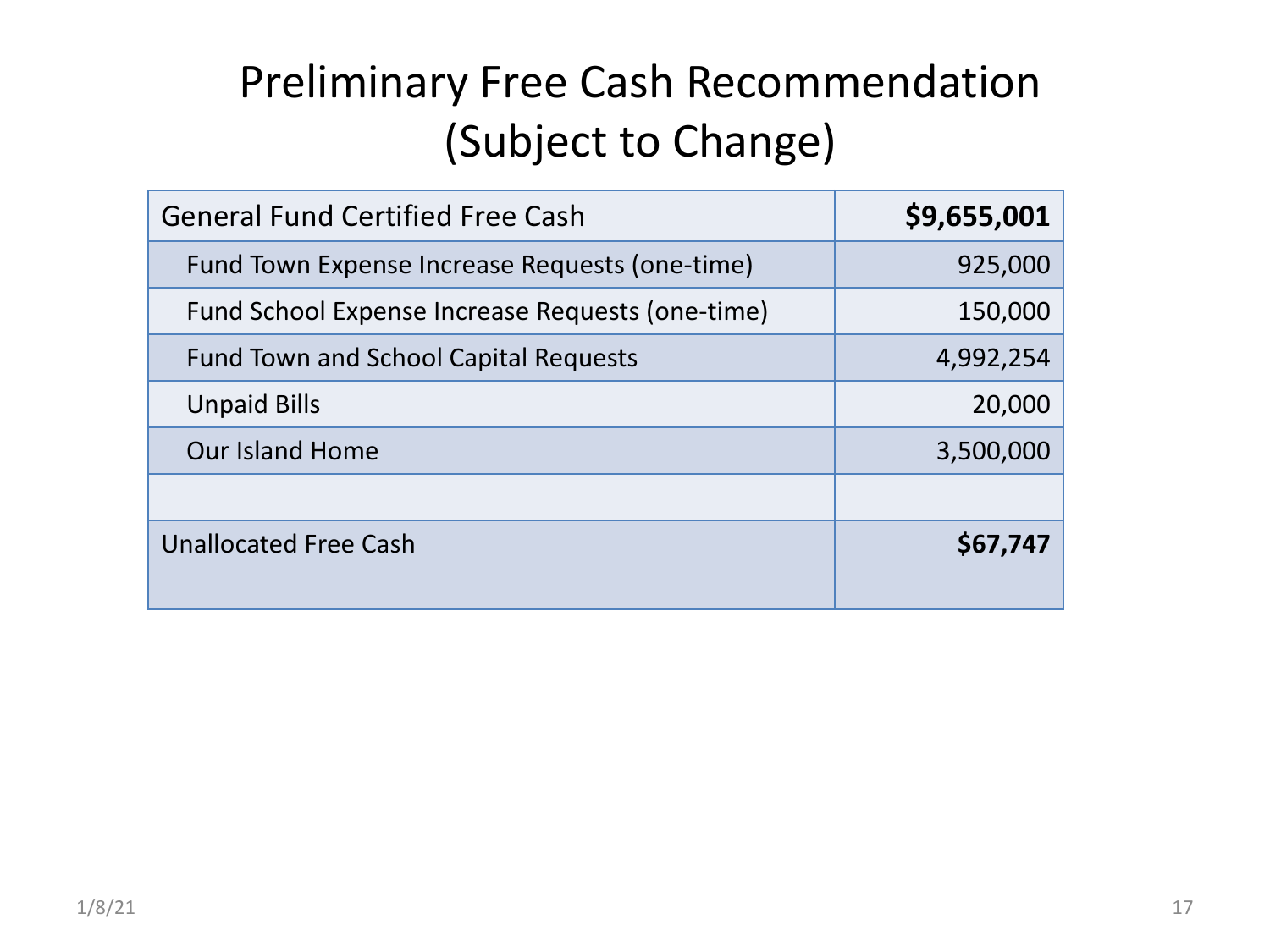# Preliminary Free Cash Recommendation (Subject to Change)

| General Fund Certified Free Cash | **$9,655,001** |
|---|---|
| Fund Town Expense Increase Requests (one-time) | 925,000 |
| Fund School Expense Increase Requests (one-time) | 150,000 |
| Fund Town and School Capital Requests | 4,992,254 |
| Unpaid Bills | 20,000 |
| Our Island Home | 3,500,000 |
| | |
| Unallocated Free Cash | **$67,747** |

1/8/21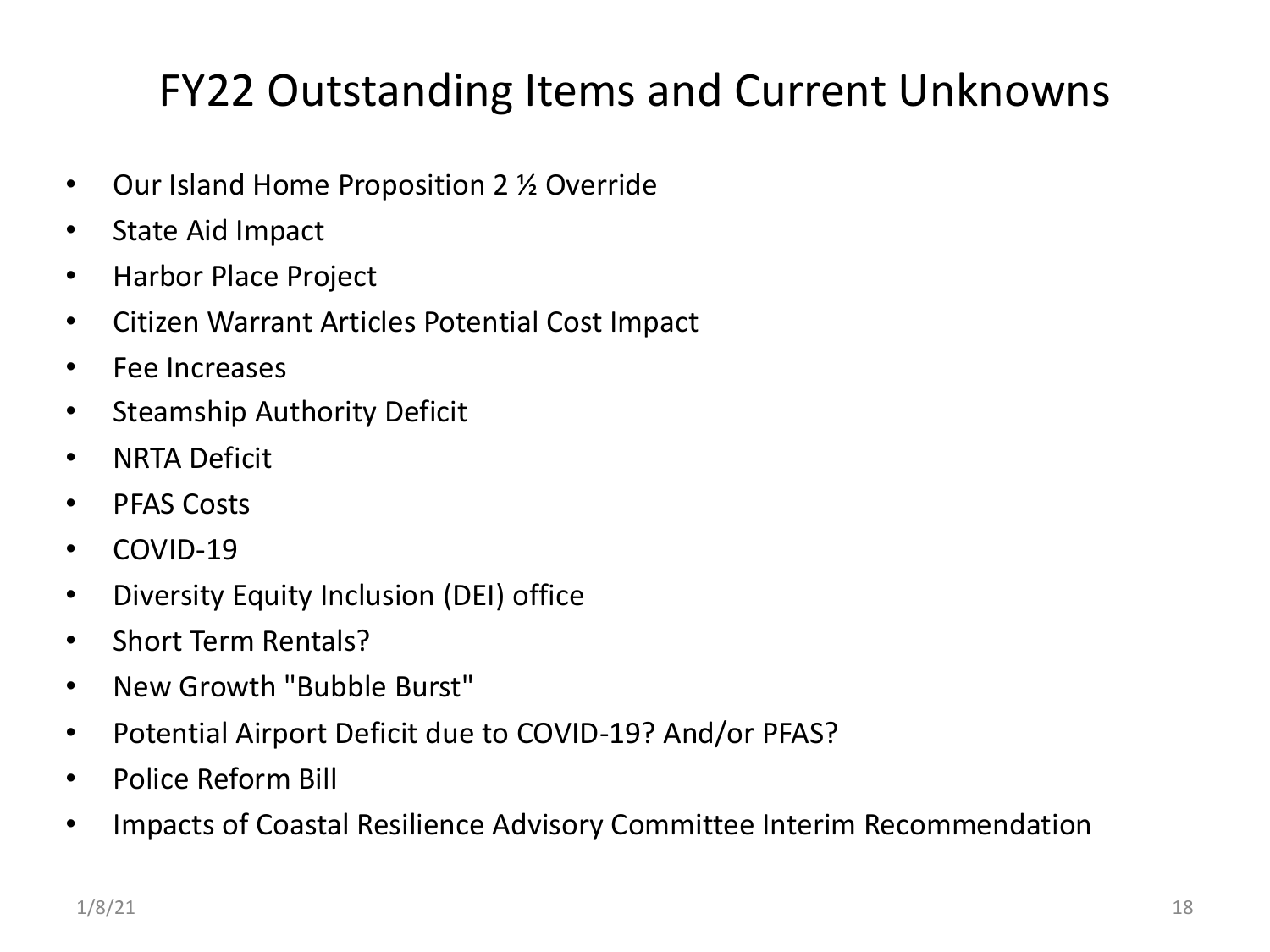# FY22 Outstanding Items and Current Unknowns

- Our Island Home Proposition 2 ½ Override
- State Aid Impact
- Harbor Place Project
- Citizen Warrant Articles Potential Cost Impact
- Fee Increases
- Steamship Authority Deficit
- NRTA Deficit
- PFAS Costs
- COVID-19
- Diversity Equity Inclusion (DEI) office
- Short Term Rentals?
- New Growth "Bubble Burst"
- Potential Airport Deficit due to COVID-19? And/or PFAS?
- Police Reform Bill
- Impacts of Coastal Resilience Advisory Committee Interim Recommendation

1/8/21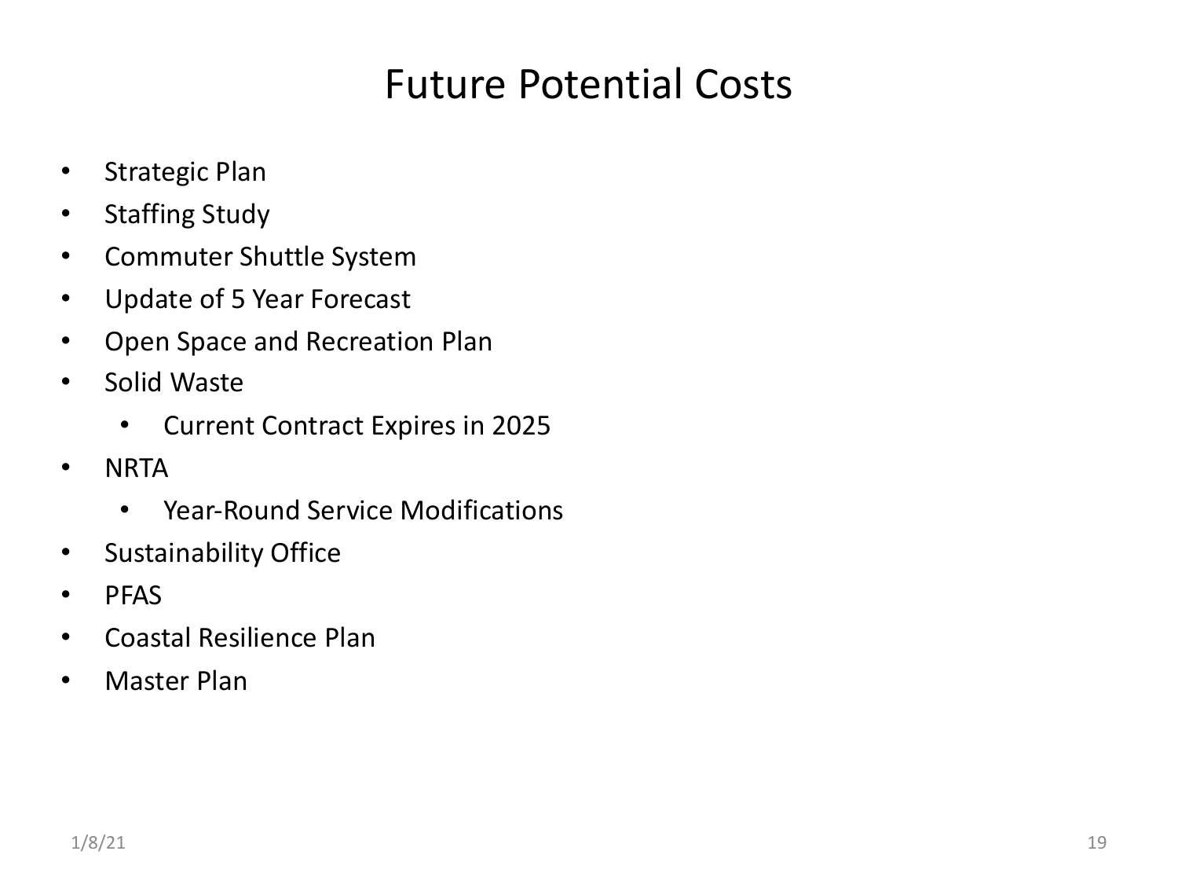# Future Potential Costs

- Strategic Plan
- Staffing Study
- Commuter Shuttle System
- Update of 5 Year Forecast
- Open Space and Recreation Plan
- Solid Waste
  - Current Contract Expires in 2025
- NRTA
  - Year-Round Service Modifications
- Sustainability Office
- PFAS
- Coastal Resilience Plan
- Master Plan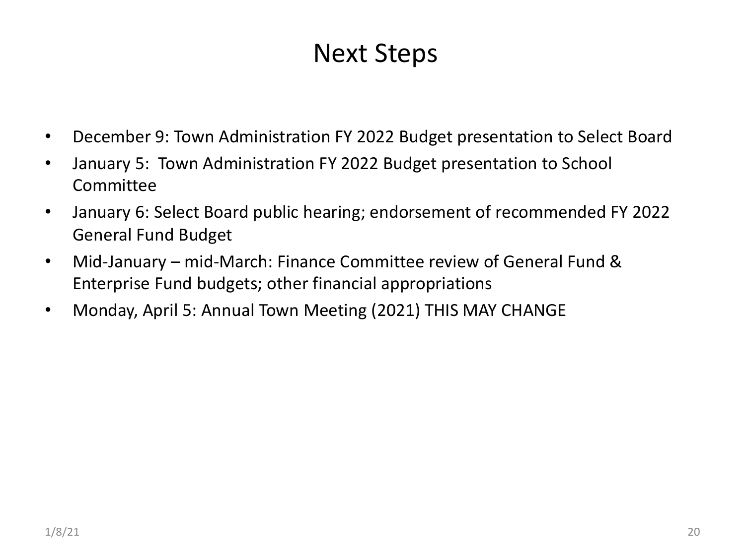# Next Steps

- December 9: Town Administration FY 2022 Budget presentation to Select Board
- January 5: Town Administration FY 2022 Budget presentation to School Committee
- January 6: Select Board public hearing; endorsement of recommended FY 2022 General Fund Budget
- Mid-January – mid-March: Finance Committee review of General Fund & Enterprise Fund budgets; other financial appropriations
- Monday, April 5: Annual Town Meeting (2021) THIS MAY CHANGE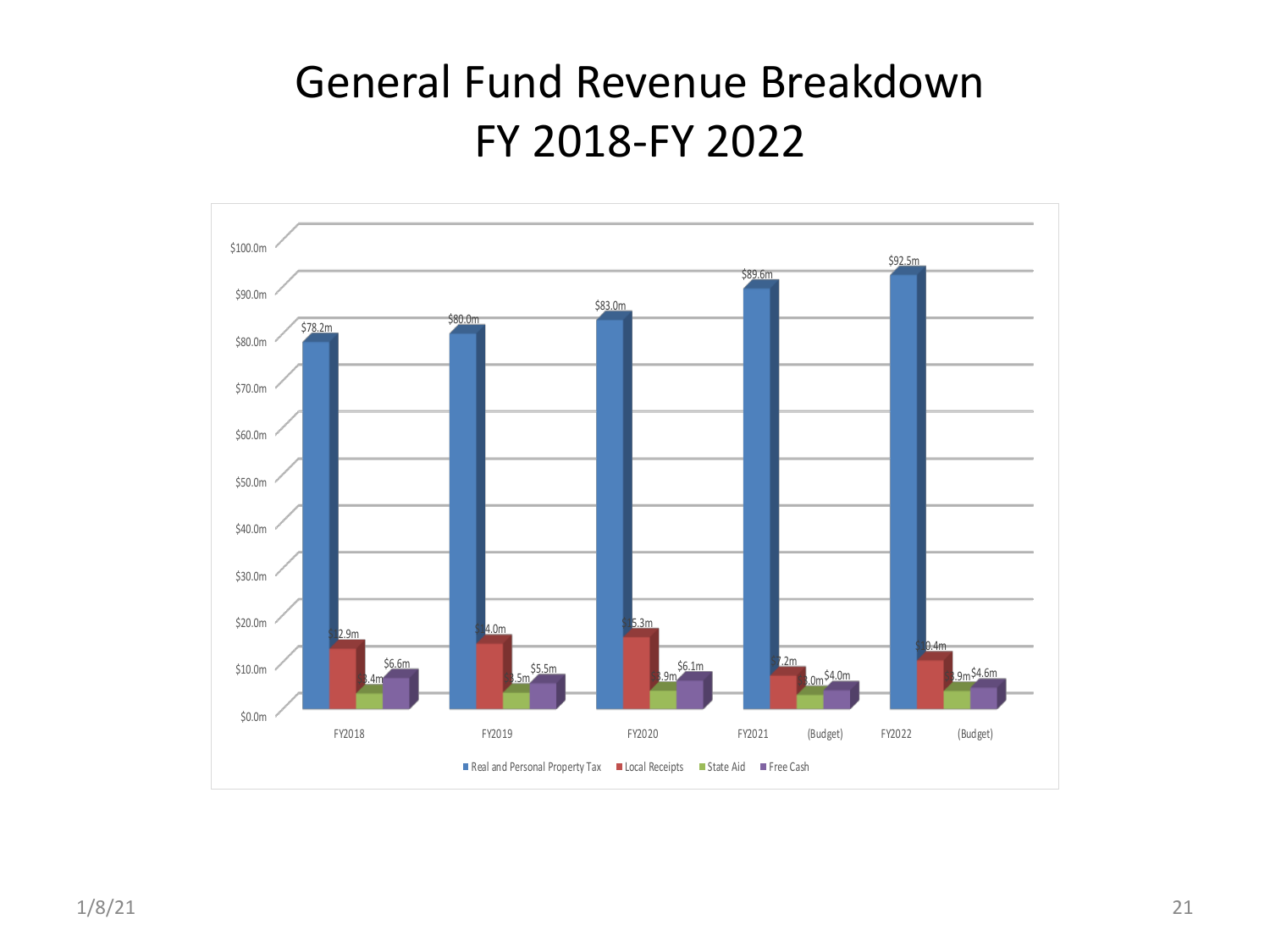# General Fund Revenue Breakdown FY 2018-FY 2022

| | Real and Personal Property Tax | Local Receipts | State Aid | Free Cash |
|---|---|---|---|---|
| FY2018 | $78.2m | $12.9m | $3.4m | $6.6m |
| FY2019 | $80.0m | $14.0m | $3.5m | $5.5m |
| FY2020 | $83.0m | $15.3m | $3.9m | $6.1m |
| FY2021 (Budget) | $89.6m | $7.2m | $3.0m | $4.0m |
| FY2022 (Budget) | $92.5m | $10.4m | $3.9m | $4.6m |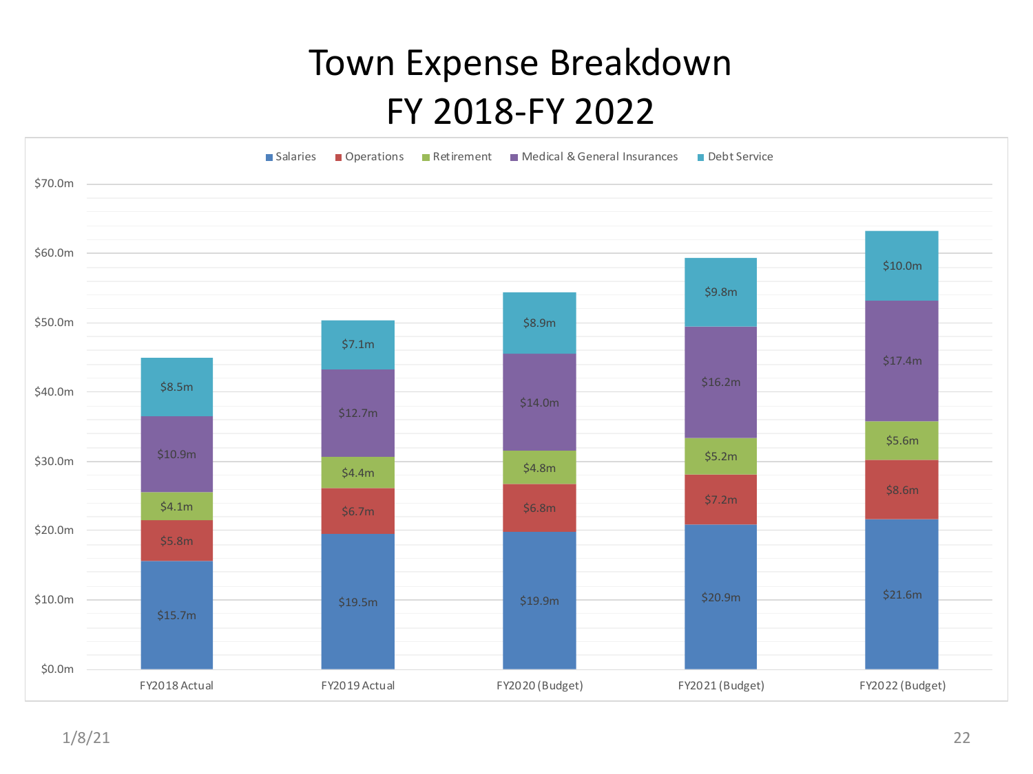# Town Expense Breakdown
# FY 2018-FY 2022

| | FY2018 Actual | FY2019 Actual | FY2020 (Budget) | FY2021 (Budget) | FY2022 (Budget) |
|---|---|---|---|---|---|
| Salaries | $15.7m | $19.5m | $19.9m | $20.9m | $21.6m |
| Operations | $5.8m | $6.7m | $6.8m | $7.2m | $8.6m |
| Retirement | $4.1m | $4.4m | $4.8m | $5.2m | $5.6m |
| Medical & General Insurances | $10.9m | $12.7m | $14.0m | $16.2m | $17.4m |
| Debt Service | $8.5m | $7.1m | $8.9m | $9.8m | $10.0m |

1/8/21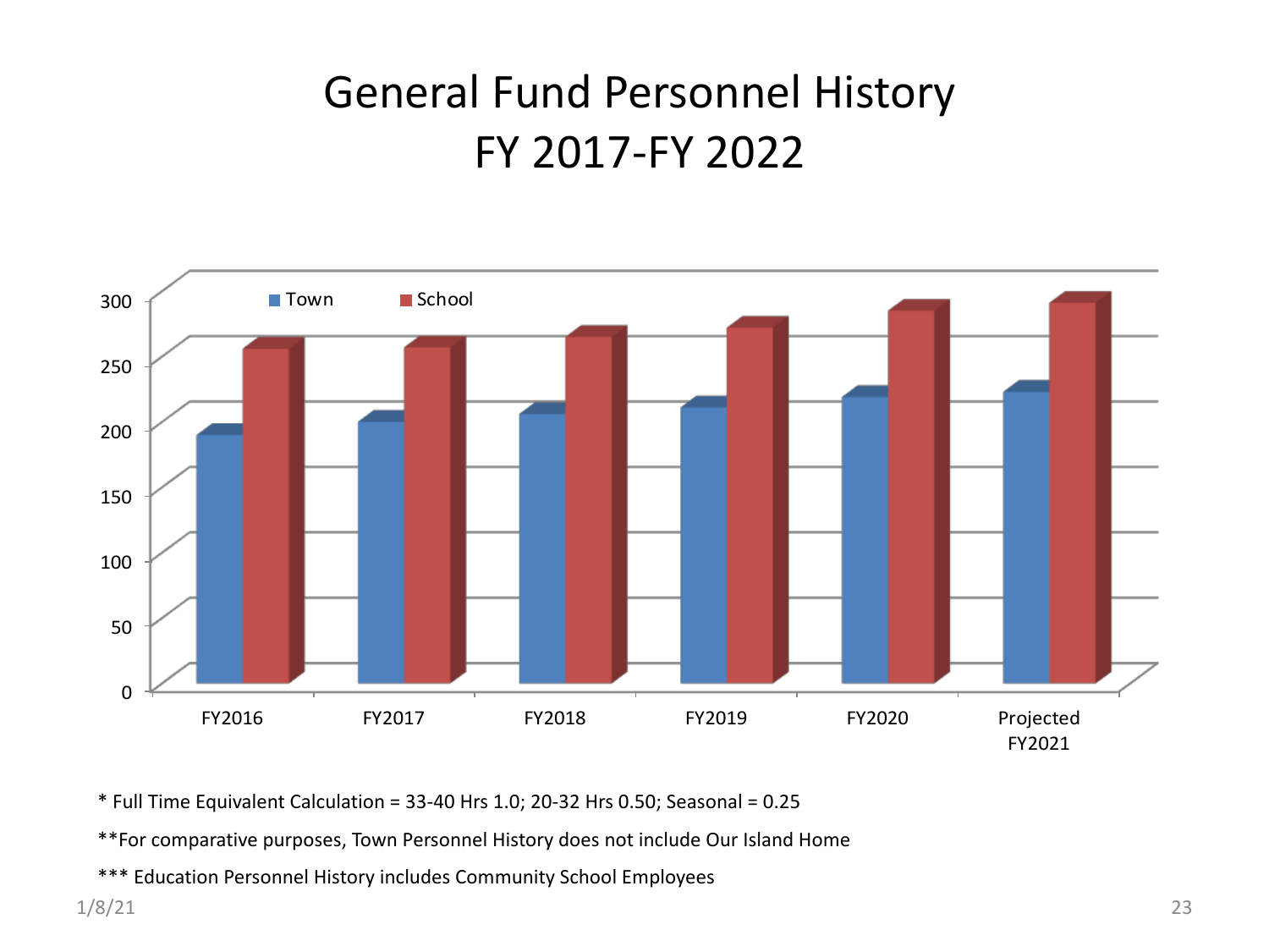# General Fund Personnel History
# FY 2017-FY 2022

\* Full Time Equivalent Calculation = 33-40 Hrs 1.0; 20-32 Hrs 0.50; Seasonal = 0.25

**For comparative purposes, Town Personnel History does not include Our Island Home

*** Education Personnel History includes Community School Employees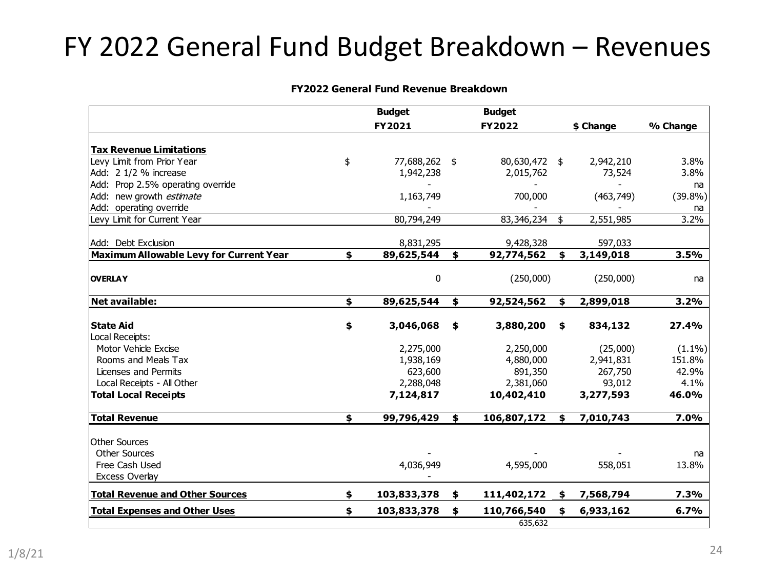# FY 2022 General Fund Budget Breakdown – Revenues

**FY2022 General Fund Revenue Breakdown**

| | Budget FY2021 | Budget FY2022 | $ Change | % Change |
|---|---|---|---|---|
| **Tax Revenue Limitations** | | | | |
| Levy Limit from Prior Year | $ 77,688,262 | $ 80,630,472 | $ 2,942,210 | 3.8% |
| Add: 2 1/2 % increase | 1,942,238 | 2,015,762 | 73,524 | 3.8% |
| Add: Prop 2.5% operating override | - | - | - | na |
| Add: new growth *estimate* | 1,163,749 | 700,000 | (463,749) | (39.8%) |
| Add: operating override | - | - | - | na |
| Levy Limit for Current Year | 80,794,249 | 83,346,234 | $ 2,551,985 | 3.2% |
| Add: Debt Exclusion | 8,831,295 | 9,428,328 | 597,033 | |
| **Maximum Allowable Levy for Current Year** | **$ 89,625,544** | **$ 92,774,562** | **$ 3,149,018** | **3.5%** |
| **OVERLAY** | 0 | (250,000) | (250,000) | na |
| **Net available:** | **$ 89,625,544** | **$ 92,524,562** | **$ 2,899,018** | **3.2%** |
| **State Aid** | **$ 3,046,068** | **$ 3,880,200** | **$ 834,132** | **27.4%** |
| Local Receipts: | | | | |
| Motor Vehicle Excise | 2,275,000 | 2,250,000 | (25,000) | (1.1%) |
| Rooms and Meals Tax | 1,938,169 | 4,880,000 | 2,941,831 | 151.8% |
| Licenses and Permits | 623,600 | 891,350 | 267,750 | 42.9% |
| Local Receipts - All Other | 2,288,048 | 2,381,060 | 93,012 | 4.1% |
| **Total Local Receipts** | **7,124,817** | **10,402,410** | **3,277,593** | **46.0%** |
| **Total Revenue** | **$ 99,796,429** | **$ 106,807,172** | **$ 7,010,743** | **7.0%** |
| Other Sources | | | | |
| Other Sources | - | - | - | na |
| Free Cash Used | 4,036,949 | 4,595,000 | 558,051 | 13.8% |
| Excess Overlay | - | | | |
| **Total Revenue and Other Sources** | **$ 103,833,378** | **$ 111,402,172** | **$ 7,568,794** | **7.3%** |
| **Total Expenses and Other Uses** | **$ 103,833,378** | **$ 110,766,540** | **$ 6,933,162** | **6.7%** |
| | | 635,632 | | |

1/8/21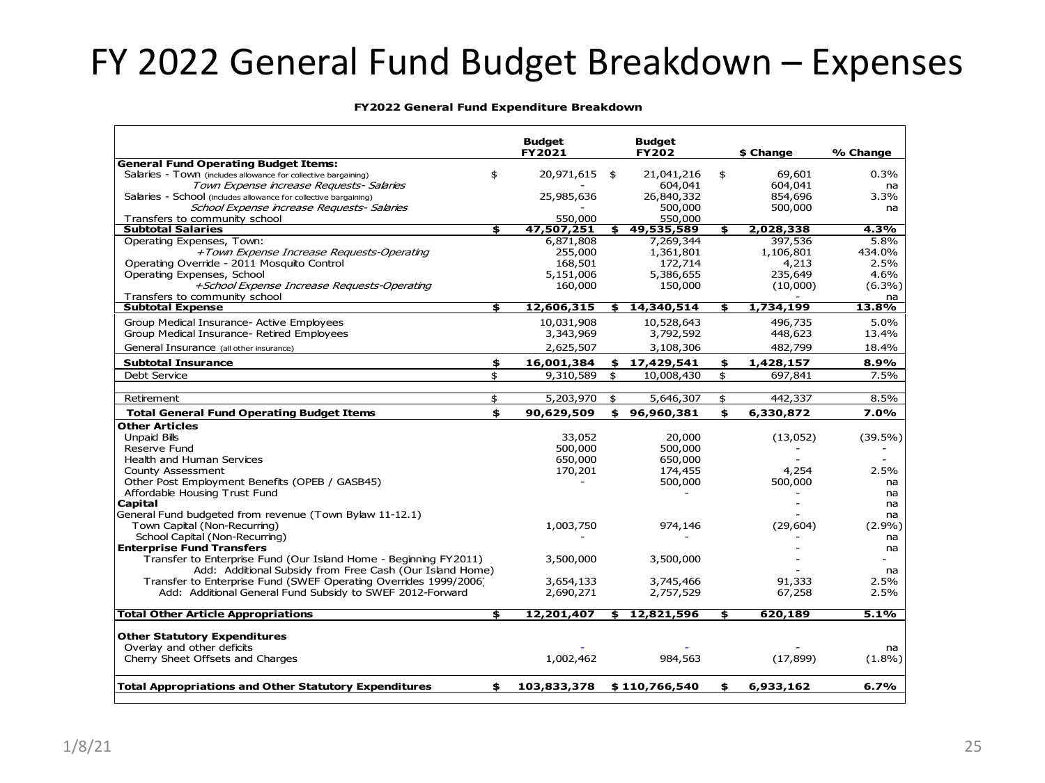# FY 2022 General Fund Budget Breakdown – Expenses

**FY2022 General Fund Expenditure Breakdown**

| | Budget FY2021 | Budget FY202 | $ Change | % Change |
|---|---|---|---|---|
| **General Fund Operating Budget Items:** | | | | |
| Salaries - Town (includes allowance for collective bargaining) | $ 20,971,615 | $ 21,041,216 | $ 69,601 | 0.3% |
| *Town Expense increase Requests- Salaries* | - | 604,041 | 604,041 | na |
| Salaries - School (includes allowance for collective bargaining) | 25,985,636 | 26,840,332 | 854,696 | 3.3% |
| *School Expense increase Requests- Salaries* | - | 500,000 | 500,000 | na |
| Transfers to community school | 550,000 | 550,000 | | |
| **Subtotal Salaries** | **$ 47,507,251** | **$ 49,535,589** | **$ 2,028,338** | **4.3%** |
| Operating Expenses, Town: | 6,871,808 | 7,269,344 | 397,536 | 5.8% |
| *+Town Expense Increase Requests-Operating* | 255,000 | 1,361,801 | 1,106,801 | 434.0% |
| Operating Override - 2011 Mosquito Control | 168,501 | 172,714 | 4,213 | 2.5% |
| Operating Expenses, School | 5,151,006 | 5,386,655 | 235,649 | 4.6% |
| *+School Expense Increase Requests-Operating* | 160,000 | 150,000 | (10,000) | (6.3%) |
| Transfers to community school | | | - | na |
| **Subtotal Expense** | **$ 12,606,315** | **$ 14,340,514** | **$ 1,734,199** | **13.8%** |
| Group Medical Insurance- Active Employees | 10,031,908 | 10,528,643 | 496,735 | 5.0% |
| Group Medical Insurance- Retired Employees | 3,343,969 | 3,792,592 | 448,623 | 13.4% |
| General Insurance (all other insurance) | 2,625,507 | 3,108,306 | 482,799 | 18.4% |
| **Subtotal Insurance** | **$ 16,001,384** | **$ 17,429,541** | **$ 1,428,157** | **8.9%** |
| Debt Service | $ 9,310,589 | $ 10,008,430 | $ 697,841 | 7.5% |
| Retirement | $ 5,203,970 | $ 5,646,307 | $ 442,337 | 8.5% |
| **Total General Fund Operating Budget Items** | **$ 90,629,509** | **$ 96,960,381** | **$ 6,330,872** | **7.0%** |
| **Other Articles** | | | | |
| Unpaid Bills | 33,052 | 20,000 | (13,052) | (39.5%) |
| Reserve Fund | 500,000 | 500,000 | - | - |
| Health and Human Services | 650,000 | 650,000 | - | - |
| County Assessment | 170,201 | 174,455 | 4,254 | 2.5% |
| Other Post Employment Benefits (OPEB / GASB45) | - | 500,000 | 500,000 | na |
| Affordable Housing Trust Fund | | - | - | na |
| **Capital** | | | - | na |
| General Fund budgeted from revenue (Town Bylaw 11-12.1) | | | - | na |
| Town Capital (Non-Recurring) | 1,003,750 | 974,146 | (29,604) | (2.9%) |
| School Capital (Non-Recurring) | - | - | - | na |
| **Enterprise Fund Transfers** | | | - | na |
| Transfer to Enterprise Fund (Our Island Home - Beginning FY2011) | 3,500,000 | 3,500,000 | - | - |
| Add: Additional Subsidy from Free Cash (Our Island Home) | | | - | na |
| Transfer to Enterprise Fund (SWEF Operating Overrides 1999/2006) | 3,654,133 | 3,745,466 | 91,333 | 2.5% |
| Add: Additional General Fund Subsidy to SWEF 2012-Forward | 2,690,271 | 2,757,529 | 67,258 | 2.5% |
| **Total Other Article Appropriations** | **$ 12,201,407** | **$ 12,821,596** | **$ 620,189** | **5.1%** |
| **Other Statutory Expenditures** | | | | |
| Overlay and other deficits | - | - | - | na |
| Cherry Sheet Offsets and Charges | 1,002,462 | 984,563 | (17,899) | (1.8%) |
| **Total Appropriations and Other Statutory Expenditures** | **$ 103,833,378** | **$ 110,766,540** | **$ 6,933,162** | **6.7%** |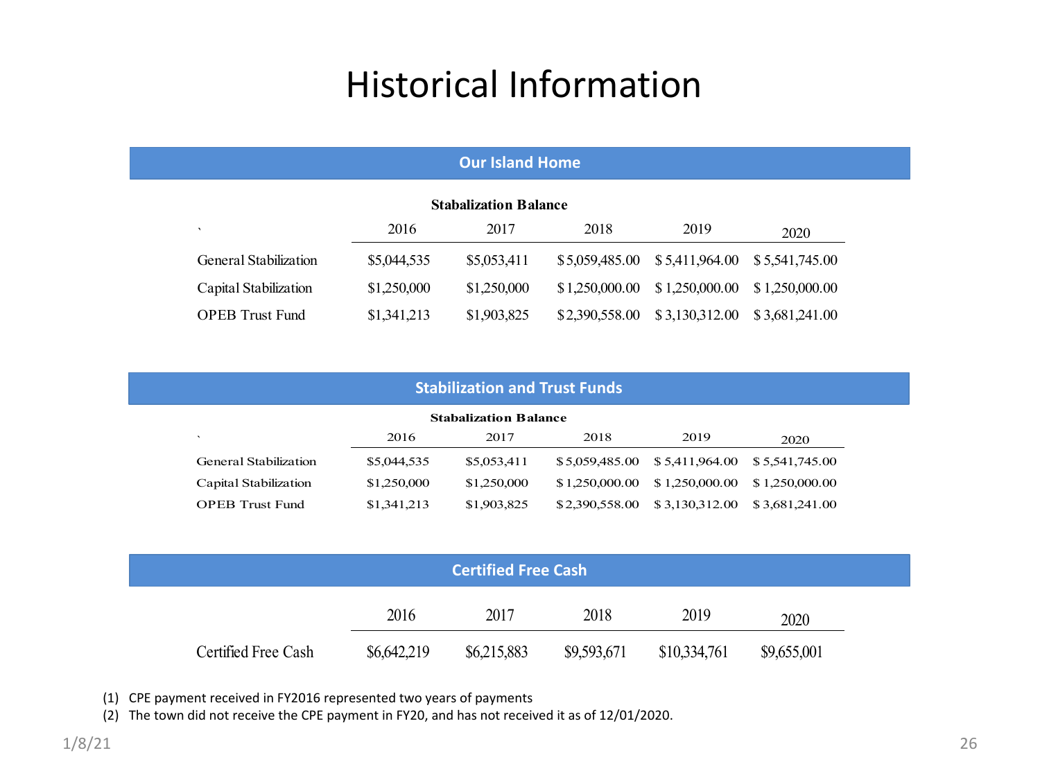# Historical Information

## Our Island Home

**Stabalization Balance**

| ` | 2016 | 2017 | 2018 | 2019 | 2020 |
|---|---|---|---|---|---|
| General Stabilization | $5,044,535 | $5,053,411 | $ 5,059,485.00 | $ 5,411,964.00 | $ 5,541,745.00 |
| Capital Stabilization | $1,250,000 | $1,250,000 | $ 1,250,000.00 | $ 1,250,000.00 | $ 1,250,000.00 |
| OPEB Trust Fund | $1,341,213 | $1,903,825 | $ 2,390,558.00 | $ 3,130,312.00 | $ 3,681,241.00 |

## Stabilization and Trust Funds

**Stabalization Balance**

| ` | 2016 | 2017 | 2018 | 2019 | 2020 |
|---|---|---|---|---|---|
| General Stabilization | $5,044,535 | $5,053,411 | $ 5,059,485.00 | $ 5,411,964.00 | $ 5,541,745.00 |
| Capital Stabilization | $1,250,000 | $1,250,000 | $ 1,250,000.00 | $ 1,250,000.00 | $ 1,250,000.00 |
| OPEB Trust Fund | $1,341,213 | $1,903,825 | $ 2,390,558.00 | $ 3,130,312.00 | $ 3,681,241.00 |

## Certified Free Cash

| | 2016 | 2017 | 2018 | 2019 | 2020 |
|---|---|---|---|---|---|
| Certified Free Cash | $6,642,219 | $6,215,883 | $9,593,671 | $10,334,761 | $9,655,001 |

(1) CPE payment received in FY2016 represented two years of payments

(2) The town did not receive the CPE payment in FY20, and has not received it as of 12/01/2020.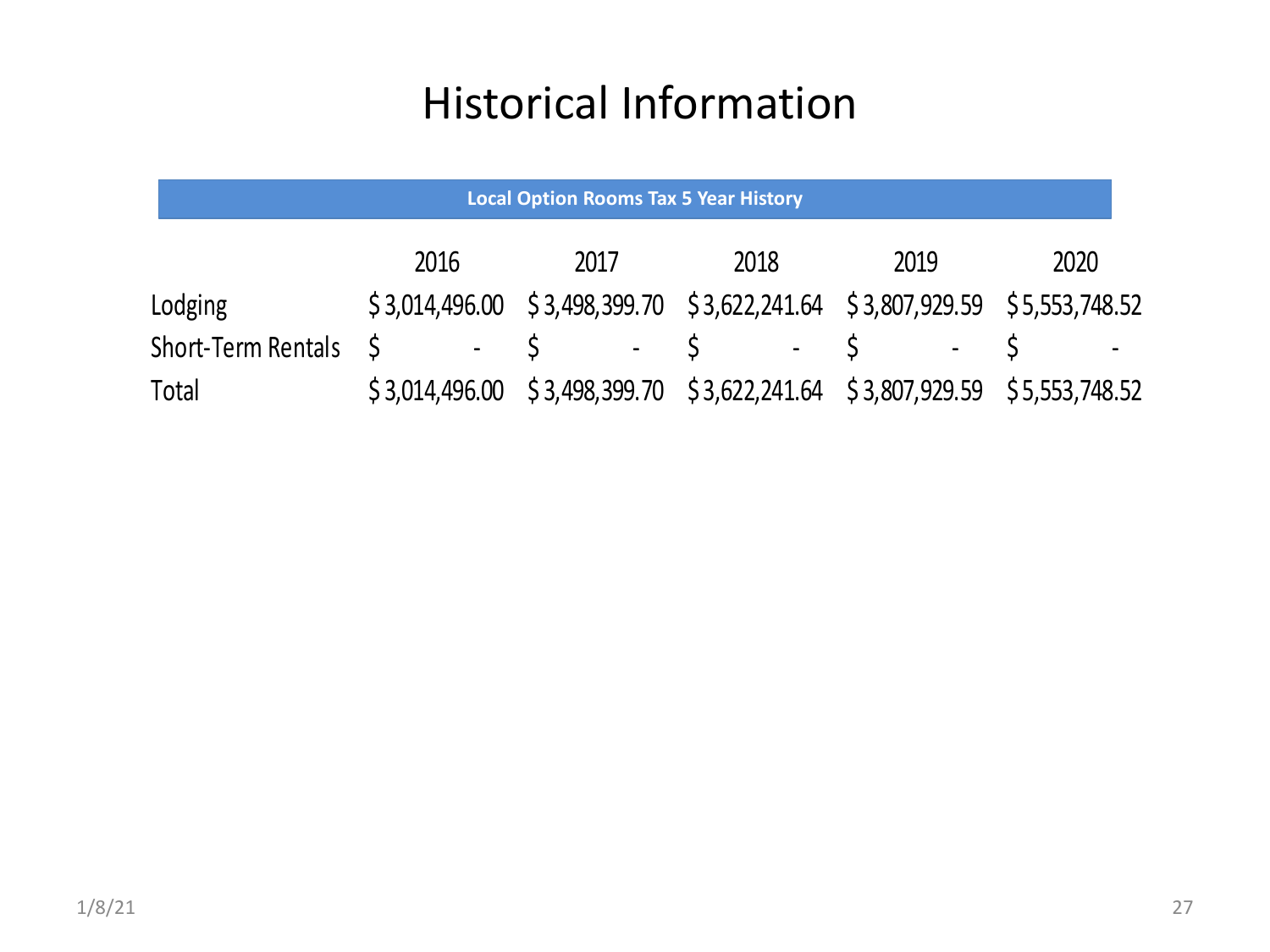# Historical Information

**Local Option Rooms Tax 5 Year History**

| | 2016 | 2017 | 2018 | 2019 | 2020 |
|---|---|---|---|---|---|
| Lodging | $ 3,014,496.00 | $ 3,498,399.70 | $ 3,622,241.64 | $ 3,807,929.59 | $ 5,553,748.52 |
| Short-Term Rentals | $ - | $ - | $ - | $ - | $ - |
| Total | $ 3,014,496.00 | $ 3,498,399.70 | $ 3,622,241.64 | $ 3,807,929.59 | $ 5,553,748.52 |

1/8/21